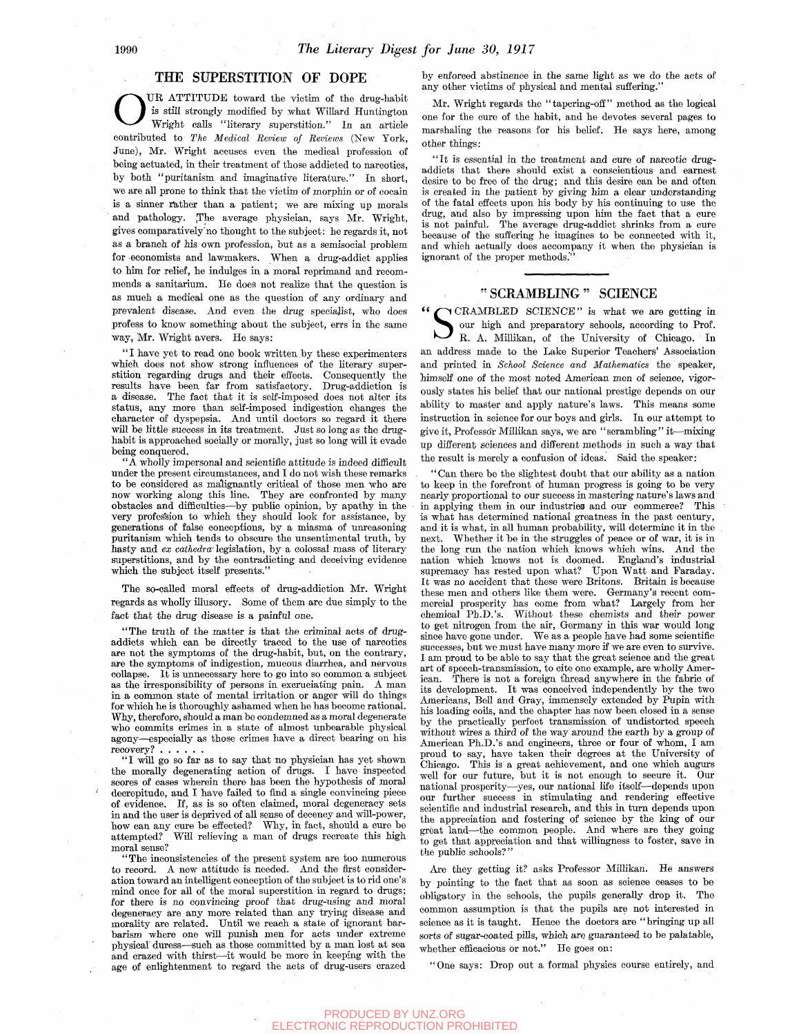## THE SUPERSTITION OF DOPE

OUR ATTITUDE toward the victim of the drug-habit is still strongly modified by what Willard Huntington Wright calls "literary superstition." In an article contributed to *The Medical Review of Reviews* (New York, June), Mr. Wright accuses even the medical profession of being actuated, in their treatment of those addicted to narcotics, by both "puritanism and imaginative literature." In short, we are all prone to think that the victim of morphin or of cocain is a sinner rather than a patient; we are mixing up morals and pathology. The average physician, says Mr. Wright, gives comparatively no thought to the subject: he regards it, not as a branch of his own profession, but as a semisocial problem for economists and lawmakers. When a drug-addict applies to him for relief, he indulges in a moral reprimand and recommends a sanitarium. He does not realize that the question is as much a medical one as the question of any ordinary and prevalent disease. And even the drug specialist, who does profess to know something about the subject, errs in the same way, Mr. Wright avers. He says:

"I have yet to read one book written by these experimenters which does not show strong influences of the literary superstition regarding drugs and their effects. Consequently the results have been far from satisfactory. Drug-addiction is a disease. The fact that it is self-imposed does not alter its status, any more than self-imposed indigestion changes the character of dyspepsia. And until doctors so regard it there will be little success in its treatment. Just so long as the drug-habit is approached socially or morally, just so long will it evade being conquered.

"A wholly impersonal and scientific attitude is indeed difficult under the present circumstances, and I do not wish these remarks to be considered as malignantly critical of those men who are now working along this line. They are confronted by many obstacles and difficulties—by public opinion, by apathy in the very profession to which they should look for assistance, by generations of false conceptions, by a miasma of unreasoning puritanism which tends to obscure the unsentimental truth, by hasty and *ex cathedræ* legislation, by a colossal mass of literary superstitions, and by the contradicting and deceiving evidence which the subject itself presents."

The so-called moral effects of drug-addiction Mr. Wright regards as wholly illusory. Some of them are due simply to the fact that the drug disease is a painful one.

"The truth of the matter is that the criminal acts of drug-addicts which can be directly traced to the use of narcotics are not the symptoms of the drug-habit, but, on the contrary, are the symptoms of indigestion, mucous diarrhea, and nervous collapse. It is unnecessary here to go into so common a subject as the irresponsibility of persons in excruciating pain. A man in a common state of mental irritation or anger will do things for which he is thoroughly ashamed when he has become rational. Why, therefore, should a man be condemned as a moral degenerate who commits crimes in a state of almost unbearable physical agony—especially as those crimes have a direct bearing on his recovery? . . . . . .

"I will go so far as to say that no physician has yet shown the morally degenerating action of drugs. I have inspected scores of cases wherein there has been the hypothesis of moral decrepitude, and I have failed to find a single convincing piece of evidence. If, as is so often claimed, moral degeneracy sets in and the user is deprived of all sense of decency and will-power, how can any cure be effected? Why, in fact, should a cure be attempted? Will relieving a man of drugs recreate this high moral sense?

"The inconsistencies of the present system are too numerous to record. A new attitude is needed. And the first consideration toward an intelligent conception of the subject is to rid one's mind once for all of the moral superstition in regard to drugs; for there is no convincing proof that drug-using and moral degeneracy are any more related than any trying disease and morality are related. Until we reach a state of ignorant barbarism where one will punish men for acts under extreme physical duress—such as those committed by a man lost at sea and crazed with thirst—it would be more in keeping with the age of enlightenment to regard the acts of drug-users crazed by enforced abstinence in the same light as we do the acts of any other victims of physical and mental suffering."

Mr. Wright regards the "tapering-off" method as the logical one for the cure of the habit, and he devotes several pages to marshaling the reasons for his belief. He says here, among other things:

"It is essential in the treatment and cure of narcotic drug-addicts that there should exist a conscientious and earnest desire to be free of the drug; and this desire can be and often is created in the patient by giving him a clear understanding of the fatal effects upon his body by his continuing to use the drug, and also by impressing upon him the fact that a cure is not painful. The average drug-addict shrinks from a cure because of the suffering he imagines to be connected with it, and which actually does accompany it when the physician is ignorant of the proper methods."

## "SCRAMBLING" SCIENCE

"SCRAMBLED SCIENCE" is what we are getting in our high and preparatory schools, according to Prof. R. A. Millikan, of the University of Chicago. In an address made to the Lake Superior Teachers' Association and printed in *School Science and Mathematics* the speaker, himself one of the most noted American men of science, vigorously states his belief that our national prestige depends on our ability to master and apply nature's laws. This means some instruction in science for our boys and girls. In our attempt to give it, Professor Millikan says, we are "scrambling" it—mixing up different sciences and different methods in such a way that the result is merely a confusion of ideas. Said the speaker:

"Can there be the slightest doubt that our ability as a nation to keep in the forefront of human progress is going to be very nearly proportional to our success in mastering nature's laws and in applying them in our industries and our commerce? This is what has determined national greatness in the past century, and it is what, in all human probability, will determine it in the next. Whether it be in the struggles of peace or of war, it is in the long run the nation which knows which wins. And the nation which knows not is doomed. England's industrial supremacy has rested upon what? Upon Watt and Faraday. It was no accident that these were Britons. Britain is because these men and others like them were. Germany's recent commercial prosperity has come from what? Largely from her chemical Ph.D.'s. Without these chemists and their power to get nitrogen from the air, Germany in this war would long since have gone under. We as a people have had some scientific successes, but we must have many more if we are even to survive. I am proud to be able to say that the great science and the great art of speech-transmission, to cite one example, are wholly American. There is not a foreign thread anywhere in the fabric of its development. It was conceived independently by the two Americans, Bell and Gray, immensely extended by Pupin with his loading coils, and the chapter has now been closed in a sense by the practically perfect transmission of undistorted speech without wires a third of the way around the earth by a group of American Ph.D.'s and engineers, three or four of whom, I am proud to say, have taken their degrees at the University of Chicago. This is a great achievement, and one which augurs well for our future, but it is not enough to secure it. Our national prosperity—yes, our national life itself—depends upon our further success in stimulating and rendering effective scientific and industrial research, and this in turn depends upon the appreciation and fostering of science by the king of our great land—the common people. And where are they going to get that appreciation and that willingness to foster, save in the public schools?"

Are they getting it? asks Professor Millikan. He answers by pointing to the fact that as soon as science ceases to be obligatory in the schools, the pupils generally drop it. The common assumption is that the pupils are not interested in science as it is taught. Hence the doctors are "bringing up all sorts of sugar-coated pills, which are guaranteed to be palatable, whether efficacious or not." He goes on:

"One says: Drop out a formal physics course entirely, and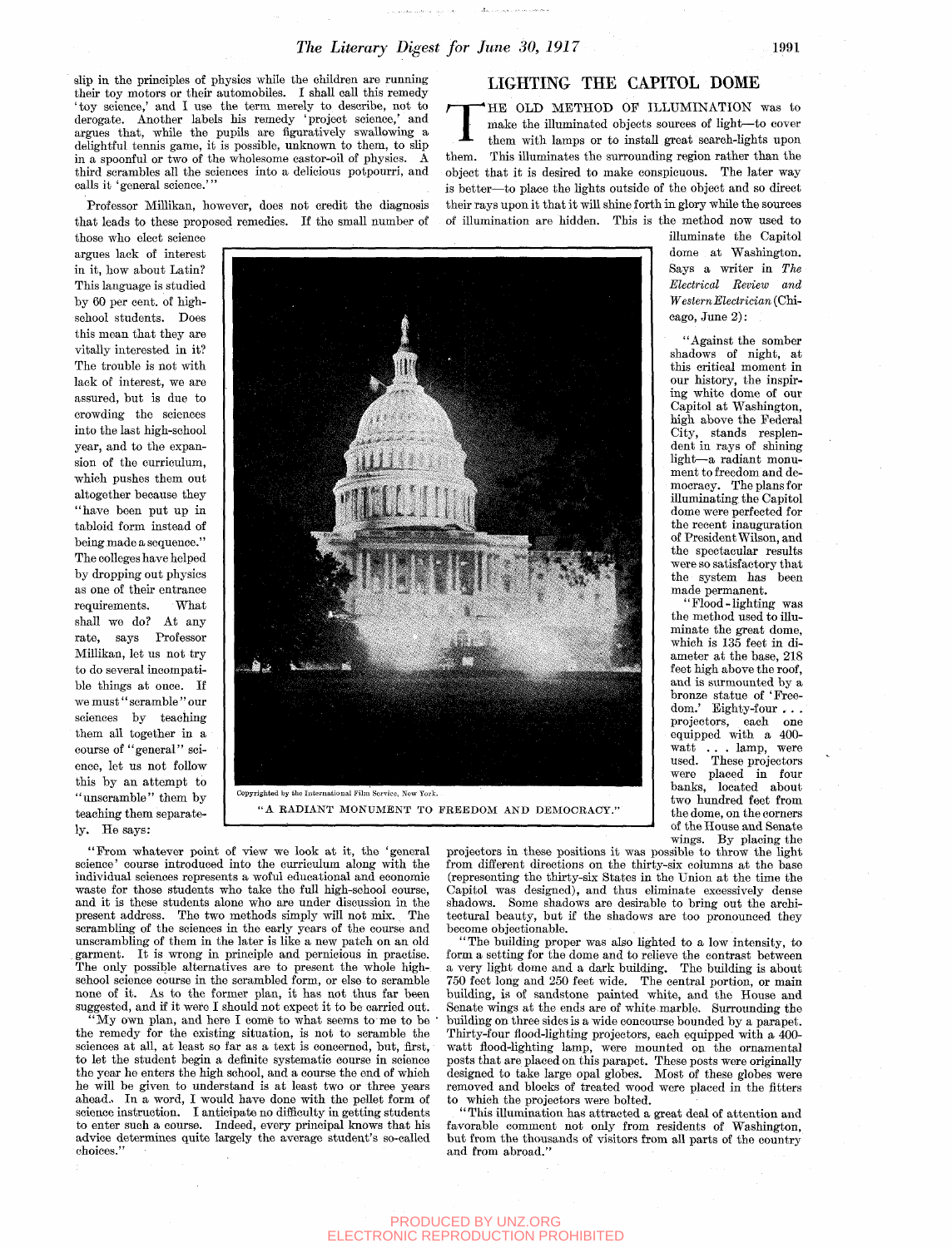slip in the principles of physics while the children are running their toy motors or their automobiles. I shall call this remedy 'toy science,' and I use the term merely to describe, not to derogate. Another labels his remedy 'project science,' and argues that, while the pupils are figuratively swallowing a delightful tennis game, it is possible, unknown to them, to slip in a spoonful or two of the wholesome castor-oil of physics. A third scrambles all the sciences into a delicious potpourri, and calls it 'general science.'"

Professor Millikan, however, does not credit the diagnosis that leads to these proposed remedies. If the small number of those who elect science argues lack of interest in it, how about Latin? This language is studied by 60 per cent. of high-school students. Does this mean that they are vitally interested in it? The trouble is not with lack of interest, we are assured, but is due to crowding the sciences into the last high-school year, and to the expansion of the curriculum, which pushes them out altogether because they "have been put up in tabloid form instead of being made a sequence." The colleges have helped by dropping out physics as one of their entrance requirements. What shall we do? At any rate, says Professor Millikan, let us not try to do several incompatible things at once. If we must "scramble" our sciences by teaching them all together in a course of "general" science, let us not follow this by an attempt to "unscramble" them by teaching them separately. He says:

"From whatever point of view we look at it, the 'general science' course introduced into the curriculum along with the individual sciences represents a woful educational and economic waste for those students who take the full high-school course, and it is these students alone who are under discussion in the present address. The two methods simply will not mix. The scrambling of the sciences in the early years of the course and unscrambling of them in the later is like a new patch on an old garment. It is wrong in principle and pernicious in practise. The only possible alternatives are to present the whole high-school science course in the scrambled form, or else to scramble none of it. As to the former plan, it has not thus far been suggested, and if it were I should not expect it to be carried out.

"My own plan, and here I come to what seems to me to be the remedy for the existing situation, is not to scramble the sciences at all, at least so far as a text is concerned, but, first, to let the student begin a definite systematic course in science the year he enters the high school, and a course the end of which he will be given to understand is at least two or three years ahead. In a word, I would have done with the pellet form of science instruction. I anticipate no difficulty in getting students to enter such a course. Indeed, every principal knows that his advice determines quite largely the average student's so-called choices."

## LIGHTING THE CAPITOL DOME

THE OLD METHOD OF ILLUMINATION was to make the illuminated objects sources of light—to cover them with lamps or to install great search-lights upon them. This illuminates the surrounding region rather than the object that it is desired to make conspicuous. The later way is better—to place the lights outside of the object and so direct their rays upon it that it will shine forth in glory while the sources of illumination are hidden. This is the method now used to illuminate the Capitol dome at Washington. Says a writer in *The Electrical Review and Western Electrician* (Chicago, June 2):

"Against the somber shadows of night, at this critical moment in our history, the inspiring white dome of our Capitol at Washington, high above the Federal City, stands resplendent in rays of shining light—a radiant monument to freedom and democracy. The plans for illuminating the Capitol dome were perfected for the recent inauguration of President Wilson, and the spectacular results were so satisfactory that the system has been made permanent.

"Flood-lighting was the method used to illuminate the great dome, which is 135 feet in diameter at the base, 218 feet high above the roof, and is surmounted by a bronze statue of 'Freedom.' Eighty-four . . . projectors, each one equipped with a 400-watt . . . lamp, were used. These projectors were placed in four banks, located about two hundred feet from the dome, on the corners of the House and Senate wings. By placing the projectors in these positions it was possible to throw the light from different directions on the thirty-six columns at the base (representing the thirty-six States in the Union at the time the Capitol was designed), and thus eliminate excessively dense shadows. Some shadows are desirable to bring out the architectural beauty, but if the shadows are too pronounced they become objectionable.

"The building proper was also lighted to a low intensity, to form a setting for the dome and to relieve the contrast between a very light dome and a dark building. The building is about 750 feet long and 250 feet wide. The central portion, or main building, is of sandstone painted white, and the House and Senate wings at the ends are of white marble. Surrounding the building on three sides is a wide concourse bounded by a parapet. Thirty-four flood-lighting projectors, each equipped with a 400-watt flood-lighting lamp, were mounted on the ornamental posts that are placed on this parapet. These posts were originally designed to take large opal globes. Most of these globes were removed and blocks of treated wood were placed in the fitters to which the projectors were bolted.

"This illumination has attracted a great deal of attention and favorable comment not only from residents of Washington, but from the thousands of visitors from all parts of the country and from abroad."

Copyrighted by the International Film Service, New York.

"A RADIANT MONUMENT TO FREEDOM AND DEMOCRACY."